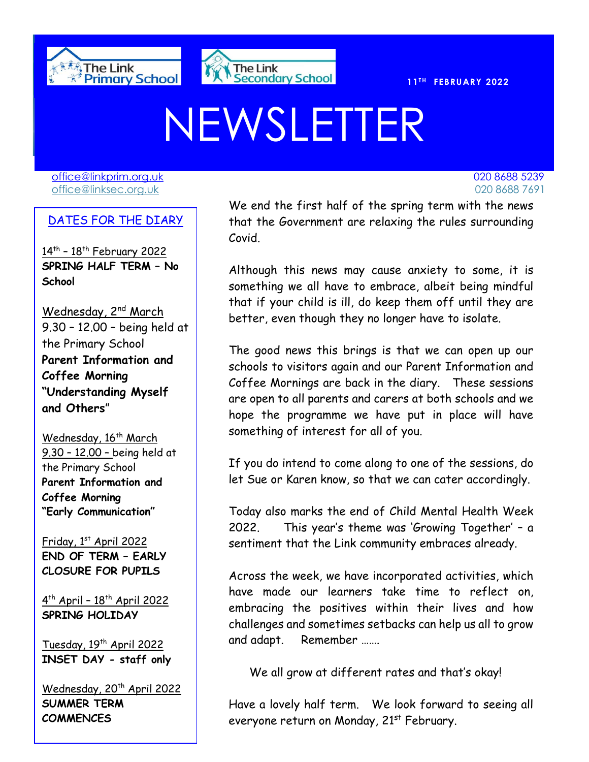The Link Primary School | The Link Secondary School

11TH FEBRUARY 2022

# NEWSLETTER

office@linkprim.org.uk
office@linksec.org.uk

020 8688 5239
020 8688 7691

## DATES FOR THE DIARY

14th – 18th February 2022
**SPRING HALF TERM – No School**

Wednesday, 2nd March
9.30 – 12.00 – being held at the Primary School
**Parent Information and Coffee Morning "Understanding Myself and Others"**

Wednesday, 16th March
9.30 – 12.00 – being held at the Primary School
**Parent Information and Coffee Morning "Early Communication"**

Friday, 1st April 2022
**END OF TERM – EARLY CLOSURE FOR PUPILS**

4th April – 18th April 2022
**SPRING HOLIDAY**

Tuesday, 19th April 2022
**INSET DAY - staff only**

Wednesday, 20th April 2022
**SUMMER TERM COMMENCES**

We end the first half of the spring term with the news that the Government are relaxing the rules surrounding Covid.

Although this news may cause anxiety to some, it is something we all have to embrace, albeit being mindful that if your child is ill, do keep them off until they are better, even though they no longer have to isolate.

The good news this brings is that we can open up our schools to visitors again and our Parent Information and Coffee Mornings are back in the diary. These sessions are open to all parents and carers at both schools and we hope the programme we have put in place will have something of interest for all of you.

If you do intend to come along to one of the sessions, do let Sue or Karen know, so that we can cater accordingly.

Today also marks the end of Child Mental Health Week 2022. This year's theme was 'Growing Together' – a sentiment that the Link community embraces already.

Across the week, we have incorporated activities, which have made our learners take time to reflect on, embracing the positives within their lives and how challenges and sometimes setbacks can help us all to grow and adapt. Remember …….

We all grow at different rates and that's okay!

Have a lovely half term. We look forward to seeing all everyone return on Monday, 21st February.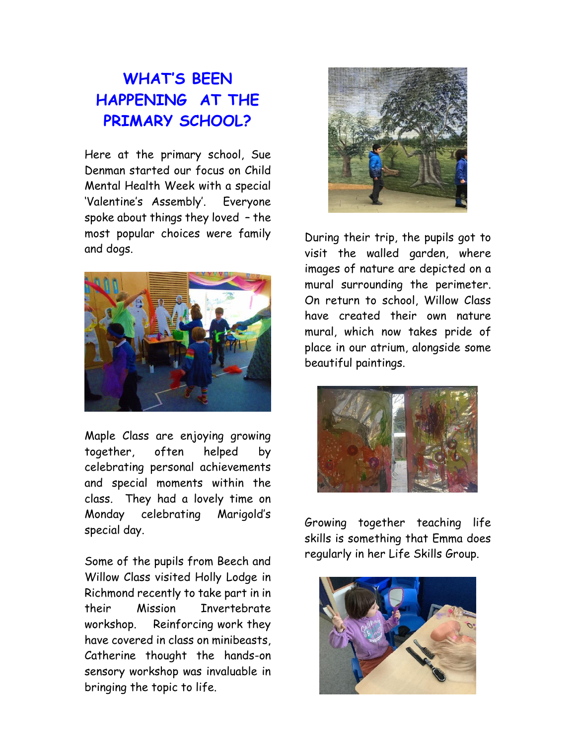# WHAT'S BEEN HAPPENING AT THE PRIMARY SCHOOL?

Here at the primary school, Sue Denman started our focus on Child Mental Health Week with a special 'Valentine's Assembly'. Everyone spoke about things they loved – the most popular choices were family and dogs.

Maple Class are enjoying growing together, often helped by celebrating personal achievements and special moments within the class. They had a lovely time on Monday celebrating Marigold's special day.

Some of the pupils from Beech and Willow Class visited Holly Lodge in Richmond recently to take part in in their Mission Invertebrate workshop. Reinforcing work they have covered in class on minibeasts, Catherine thought the hands-on sensory workshop was invaluable in bringing the topic to life.

During their trip, the pupils got to visit the walled garden, where images of nature are depicted on a mural surrounding the perimeter. On return to school, Willow Class have created their own nature mural, which now takes pride of place in our atrium, alongside some beautiful paintings.

Growing together teaching life skills is something that Emma does regularly in her Life Skills Group.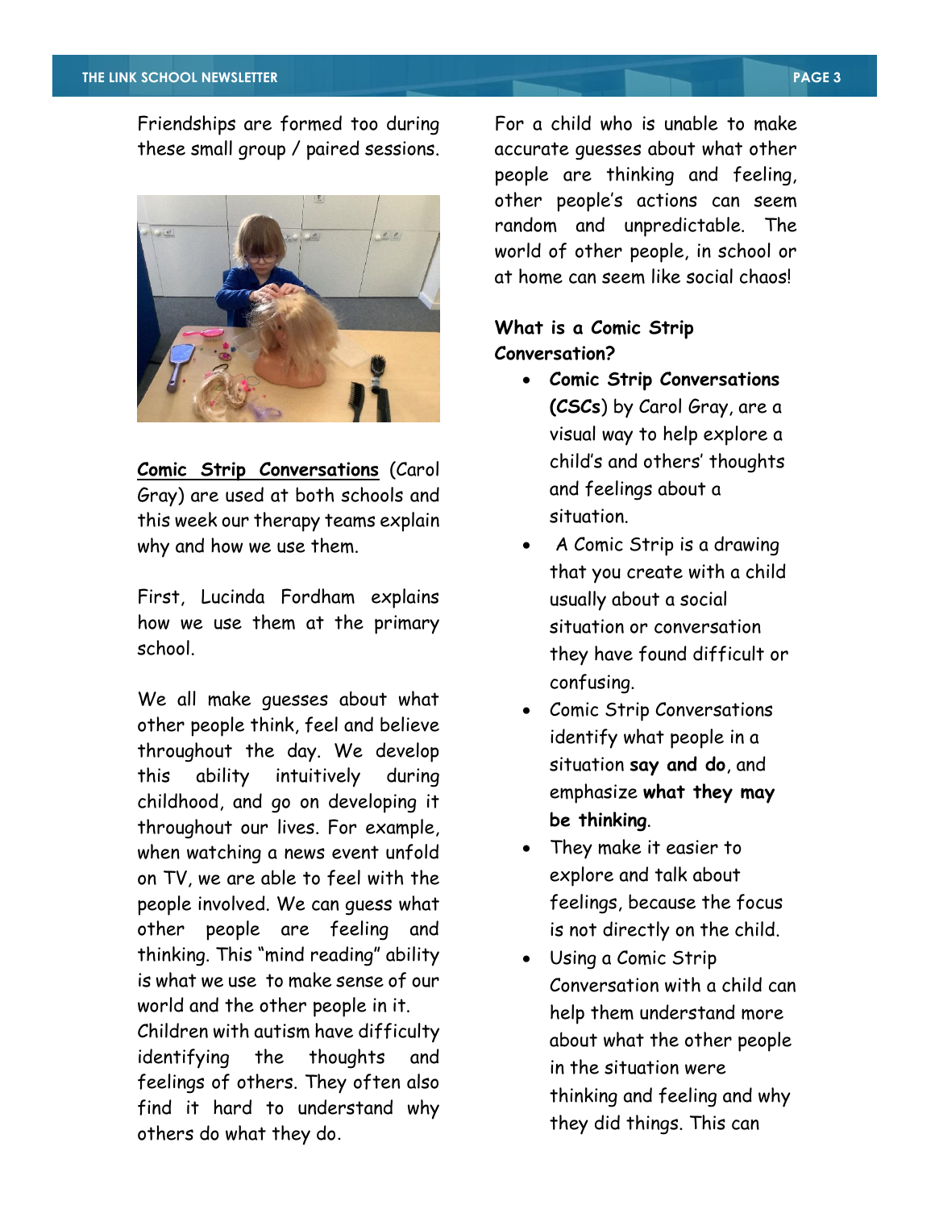Friendships are formed too during these small group / paired sessions.

**Comic Strip Conversations** (Carol Gray) are used at both schools and this week our therapy teams explain why and how we use them.

First, Lucinda Fordham explains how we use them at the primary school.

We all make guesses about what other people think, feel and believe throughout the day. We develop this ability intuitively during childhood, and go on developing it throughout our lives. For example, when watching a news event unfold on TV, we are able to feel with the people involved. We can guess what other people are feeling and thinking. This "mind reading" ability is what we use to make sense of our world and the other people in it. Children with autism have difficulty identifying the thoughts and feelings of others. They often also find it hard to understand why others do what they do.

For a child who is unable to make accurate guesses about what other people are thinking and feeling, other people's actions can seem random and unpredictable. The world of other people, in school or at home can seem like social chaos!

**What is a Comic Strip Conversation?**

- **Comic Strip Conversations (CSCs)** by Carol Gray, are a visual way to help explore a child's and others' thoughts and feelings about a situation.
- A Comic Strip is a drawing that you create with a child usually about a social situation or conversation they have found difficult or confusing.
- Comic Strip Conversations identify what people in a situation **say and do**, and emphasize **what they may be thinking**.
- They make it easier to explore and talk about feelings, because the focus is not directly on the child.
- Using a Comic Strip Conversation with a child can help them understand more about what the other people in the situation were thinking and feeling and why they did things. This can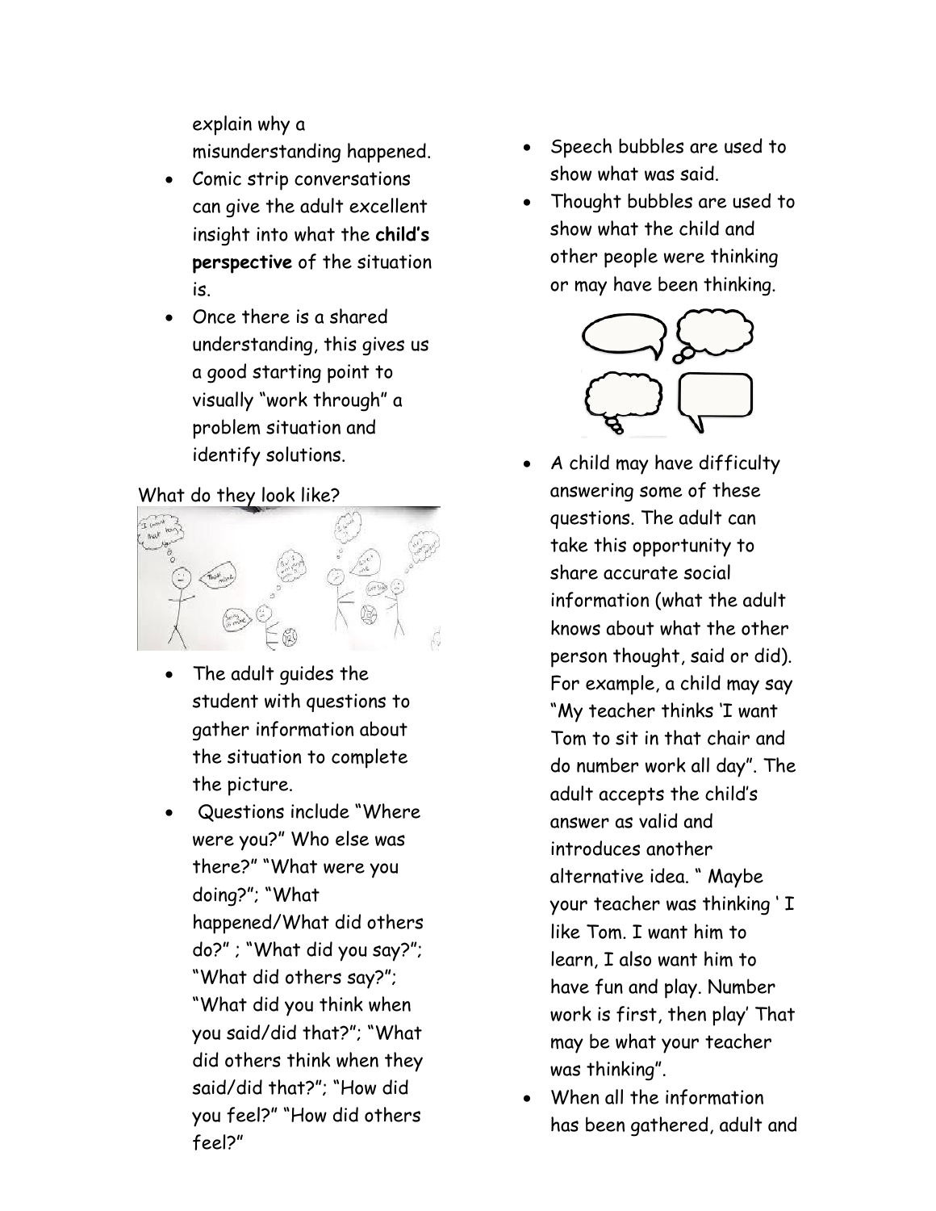explain why a misunderstanding happened.

- Comic strip conversations can give the adult excellent insight into what the **child's perspective** of the situation is.
- Once there is a shared understanding, this gives us a good starting point to visually "work through" a problem situation and identify solutions.

What do they look like?

- The adult guides the student with questions to gather information about the situation to complete the picture.
- Questions include "Where were you?" Who else was there?" "What were you doing?"; "What happened/What did others do?" ; "What did you say?"; "What did others say?"; "What did you think when you said/did that?"; "What did others think when they said/did that?"; "How did you feel?" "How did others feel?"
- Speech bubbles are used to show what was said.
- Thought bubbles are used to show what the child and other people were thinking or may have been thinking.
- A child may have difficulty answering some of these questions. The adult can take this opportunity to share accurate social information (what the adult knows about what the other person thought, said or did). For example, a child may say "My teacher thinks 'I want Tom to sit in that chair and do number work all day". The adult accepts the child's answer as valid and introduces another alternative idea. " Maybe your teacher was thinking ' I like Tom. I want him to learn, I also want him to have fun and play. Number work is first, then play' That may be what your teacher was thinking".
- When all the information has been gathered, adult and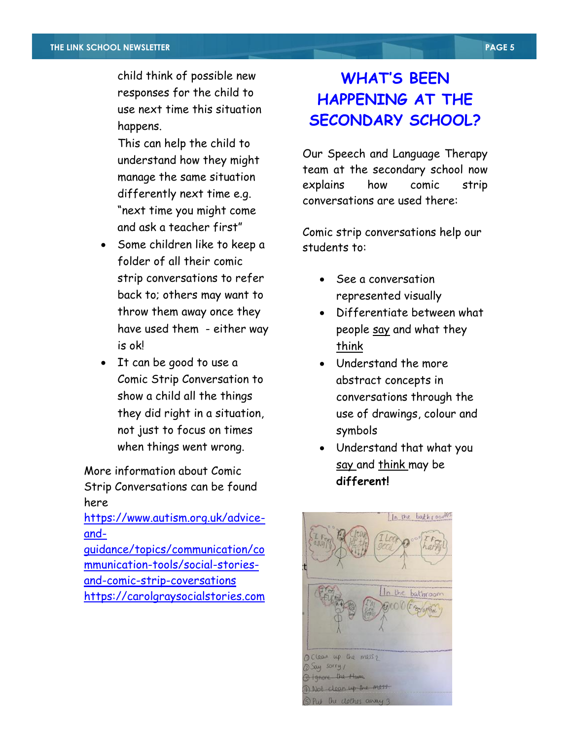child think of possible new responses for the child to use next time this situation happens.

This can help the child to understand how they might manage the same situation differently next time e.g. "next time you might come and ask a teacher first"

- Some children like to keep a folder of all their comic strip conversations to refer back to; others may want to throw them away once they have used them - either way is ok!
- It can be good to use a Comic Strip Conversation to show a child all the things they did right in a situation, not just to focus on times when things went wrong.

More information about Comic Strip Conversations can be found here

https://www.autism.org.uk/advice-and-guidance/topics/communication/communication-tools/social-stories-and-comic-strip-coversations
https://carolgraysocialstories.com

## WHAT'S BEEN HAPPENING AT THE SECONDARY SCHOOL?

Our Speech and Language Therapy team at the secondary school now explains how comic strip conversations are used there:

Comic strip conversations help our students to:

- See a conversation represented visually
- Differentiate between what people say and what they think
- Understand the more abstract concepts in conversations through the use of drawings, colour and symbols
- Understand that what you say and think may be **different!**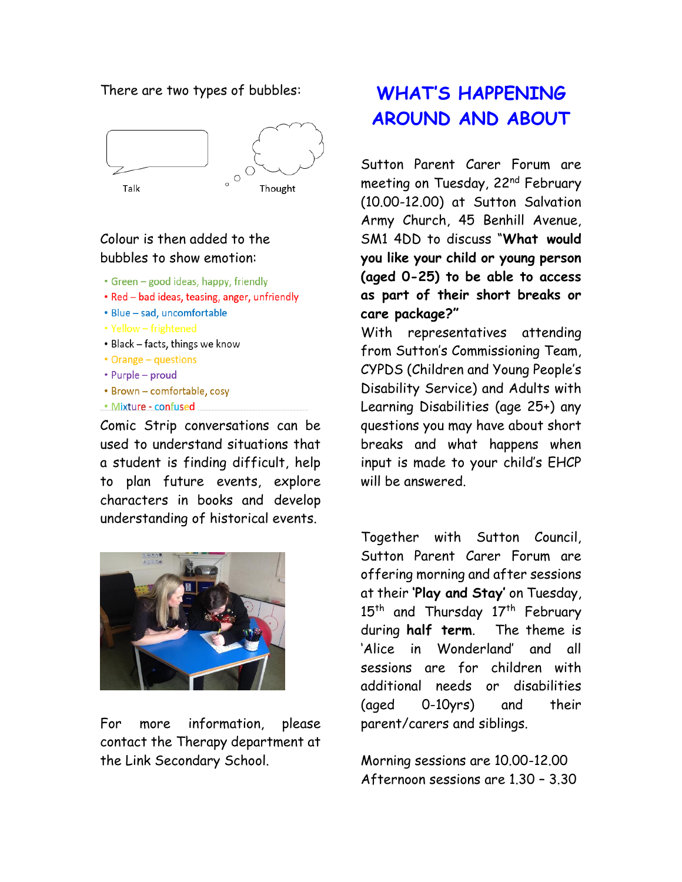There are two types of bubbles:

Talk

Thought

Colour is then added to the bubbles to show emotion:

- Green – good ideas, happy, friendly
- Red – bad ideas, teasing, anger, unfriendly
- Blue – sad, uncomfortable
- Yellow – frightened
- Black – facts, things we know
- Orange – questions
- Purple – proud
- Brown – comfortable, cosy
- Mixture - confused

Comic Strip conversations can be used to understand situations that a student is finding difficult, help to plan future events, explore characters in books and develop understanding of historical events.

For more information, please contact the Therapy department at the Link Secondary School.

# WHAT'S HAPPENING AROUND AND ABOUT

Sutton Parent Carer Forum are meeting on Tuesday, 22nd February (10.00-12.00) at Sutton Salvation Army Church, 45 Benhill Avenue, SM1 4DD to discuss "**What would you like your child or young person (aged 0-25) to be able to access as part of their short breaks or care package?"**

With representatives attending from Sutton's Commissioning Team, CYPDS (Children and Young People's Disability Service) and Adults with Learning Disabilities (age 25+) any questions you may have about short breaks and what happens when input is made to your child's EHCP will be answered.

Together with Sutton Council, Sutton Parent Carer Forum are offering morning and after sessions at their **'Play and Stay'** on Tuesday, 15th and Thursday 17th February during **half term**. The theme is 'Alice in Wonderland' and all sessions are for children with additional needs or disabilities (aged 0-10yrs) and their parent/carers and siblings.

Morning sessions are 10.00-12.00
Afternoon sessions are 1.30 – 3.30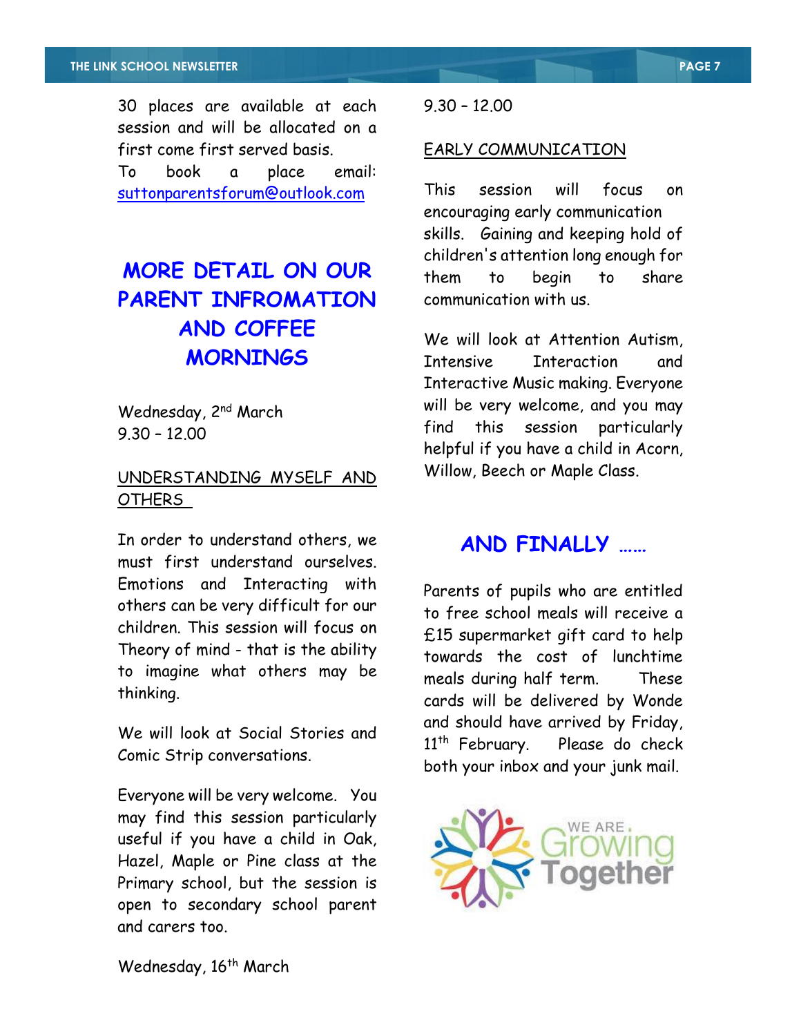30 places are available at each session and will be allocated on a first come first served basis.
To book a place email: suttonparentsforum@outlook.com

## MORE DETAIL ON OUR PARENT INFROMATION AND COFFEE MORNINGS

Wednesday, 2nd March
9.30 – 12.00

UNDERSTANDING MYSELF AND OTHERS

In order to understand others, we must first understand ourselves. Emotions and Interacting with others can be very difficult for our children. This session will focus on Theory of mind - that is the ability to imagine what others may be thinking.

We will look at Social Stories and Comic Strip conversations.

Everyone will be very welcome. You may find this session particularly useful if you have a child in Oak, Hazel, Maple or Pine class at the Primary school, but the session is open to secondary school parent and carers too.

Wednesday, 16th March
9.30 – 12.00

EARLY COMMUNICATION

This session will focus on encouraging early communication skills. Gaining and keeping hold of children's attention long enough for them to begin to share communication with us.

We will look at Attention Autism, Intensive Interaction and Interactive Music making. Everyone will be very welcome, and you may find this session particularly helpful if you have a child in Acorn, Willow, Beech or Maple Class.

## AND FINALLY ……

Parents of pupils who are entitled to free school meals will receive a £15 supermarket gift card to help towards the cost of lunchtime meals during half term. These cards will be delivered by Wonde and should have arrived by Friday, 11th February. Please do check both your inbox and your junk mail.

WE ARE Growing Together